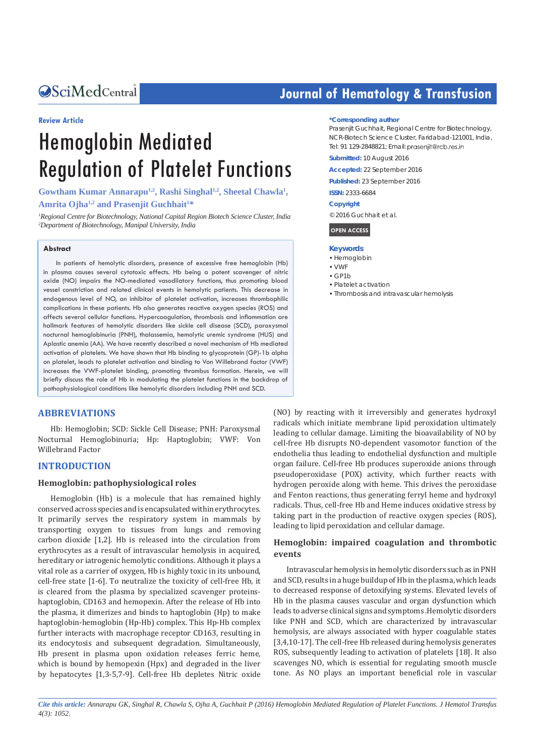Review Article

# Hemoglobin Mediated Regulation of Platelet Functions

**Gowtham Kumar Annarapu[1,2], Rashi Singhal[1,2], Sheetal Chawla[1], Amrita Ojha[1,2] and Prasenjit Guchhait[1]*

*[1]Regional Centre for Biotechnology, National Capital Region Biotech Science Cluster, India*
*[2]Department of Biotechnology, Manipal University, India*

**\*Corresponding author**
Prasenjit Guchhait, Regional Centre for Biotechnology, NCR-Biotech Science Cluster, Faridabad-121001, India, Tel: 91 129-2848821; Email: prasenjit@rcb.res.in

**Submitted:** 10 August 2016

**Accepted:** 22 September 2016

**Published:** 23 September 2016

**ISSN:** 2333-6684

**Copyright**

© 2016 Guchhait et al.

**OPEN ACCESS**

**Keywords**

- Hemoglobin
- VWF
- GP1b
- Platelet activation
- Thrombosis and intravascular hemolysis

## Abstract

In patients of hemolytic disorders, presence of excessive free hemoglobin (Hb) in plasma causes several cytotoxic effects. Hb being a potent scavenger of nitric oxide (NO) impairs the NO-mediated vasodilatory functions, thus promoting blood vessel constriction and related clinical events in hemolytic patients. This decrease in endogenous level of NO, an inhibitor of platelet activation, increases thrombophilic complications in these patients. Hb also generates reactive oxygen species (ROS) and affects several cellular functions. Hypercoagulation, thrombosis and inflammation are hallmark features of hemolytic disorders like sickle cell disease (SCD), paroxysmal nocturnal hemoglobinuria (PNH), thalassemia, hemolytic uremic syndrome (HUS) and Aplastic anemia (AA). We have recently described a novel mechanism of Hb mediated activation of platelets. We have shown that Hb binding to glycoprotein (GP)-1b alpha on platelet, leads to platelet activation and binding to Von Willebrand factor (VWF) increases the VWF-platelet binding, promoting thrombus formation. Herein, we will briefly discuss the role of Hb in modulating the platelet functions in the backdrop of pathophysiological conditions like hemolytic disorders including PNH and SCD.

## ABBREVIATIONS

Hb: Hemoglobin; SCD: Sickle Cell Disease; PNH: Paroxysmal Nocturnal Hemoglobinuria; Hp: Haptoglobin; VWF: Von Willebrand Factor

## INTRODUCTION

### Hemoglobin: pathophysiological roles

Hemoglobin (Hb) is a molecule that has remained highly conserved across species and is encapsulated within erythrocytes. It primarily serves the respiratory system in mammals by transporting oxygen to tissues from lungs and removing carbon dioxide [1,2]. Hb is released into the circulation from erythrocytes as a result of intravascular hemolysis in acquired, hereditary or iatrogenic hemolytic conditions. Although it plays a vital role as a carrier of oxygen, Hb is highly toxic in its unbound, cell-free state [1-6]. To neutralize the toxicity of cell-free Hb, it is cleared from the plasma by specialized scavenger proteins- haptoglobin, CD163 and hemopexin. After the release of Hb into the plasma, it dimerizes and binds to haptoglobin (Hp) to make haptoglobin-hemoglobin (Hp-Hb) complex. This Hp-Hb complex further interacts with macrophage receptor CD163, resulting in its endocytosis and subsequent degradation. Simultaneously, Hb present in plasma upon oxidation releases ferric heme, which is bound by hemopexin (Hpx) and degraded in the liver by hepatocytes [1,3-5,7-9]. Cell-free Hb depletes Nitric oxide (NO) by reacting with it irreversibly and generates hydroxyl radicals which initiate membrane lipid peroxidation ultimately leading to cellular damage. Limiting the bioavailability of NO by cell-free Hb disrupts NO-dependent vasomotor function of the endothelia thus leading to endothelial dysfunction and multiple organ failure. Cell-free Hb produces superoxide anions through pseudoperoxidase (POX) activity, which further reacts with hydrogen peroxide along with heme. This drives the peroxidase and Fenton reactions, thus generating ferryl heme and hydroxyl radicals. Thus, cell-free Hb and Heme induces oxidative stress by taking part in the production of reactive oxygen species (ROS), leading to lipid peroxidation and cellular damage.

### Hemoglobin: impaired coagulation and thrombotic events

Intravascular hemolysis in hemolytic disorders such as in PNH and SCD, results in a huge buildup of Hb in the plasma, which leads to decreased response of detoxifying systems. Elevated levels of Hb in the plasma causes vascular and organ dysfunction which leads to adverse clinical signs and symptoms .Hemolytic disorders like PNH and SCD, which are characterized by intravascular hemolysis, are always associated with hyper coagulable states [3,4,10-17]. The cell-free Hb released during hemolysis generates ROS, subsequently leading to activation of platelets [18]. It also scavenges NO, which is essential for regulating smooth muscle tone. As NO plays an important beneficial role in vascular

*Cite this article: Annarapu GK, Singhal R, Chawla S, Ojha A, Guchhait P (2016) Hemoglobin Mediated Regulation of Platelet Functions. J Hematol Transfus 4(3): 1052.*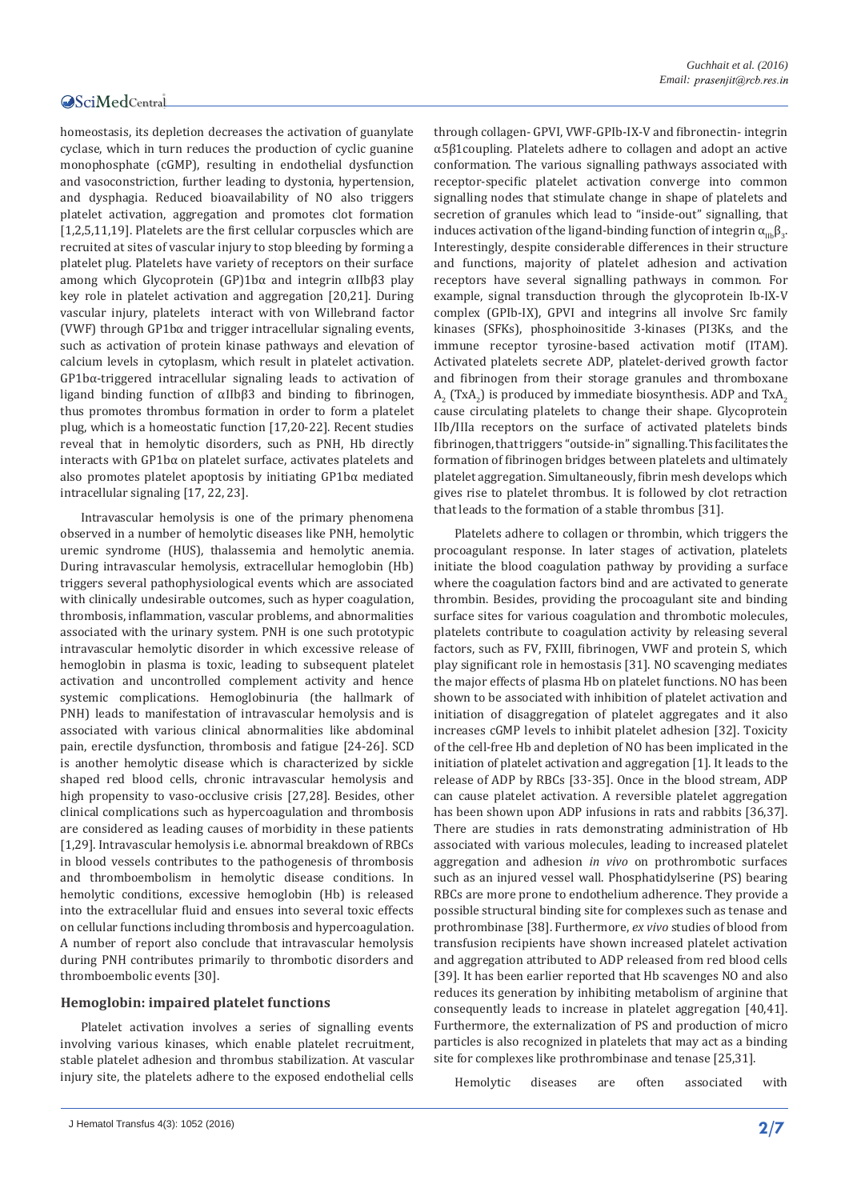homeostasis, its depletion decreases the activation of guanylate cyclase, which in turn reduces the production of cyclic guanine monophosphate (cGMP), resulting in endothelial dysfunction and vasoconstriction, further leading to dystonia, hypertension, and dysphagia. Reduced bioavailability of NO also triggers platelet activation, aggregation and promotes clot formation [1,2,5,11,19]. Platelets are the first cellular corpuscles which are recruited at sites of vascular injury to stop bleeding by forming a platelet plug. Platelets have variety of receptors on their surface among which Glycoprotein (GP)1bα and integrin αIIbβ3 play key role in platelet activation and aggregation [20,21]. During vascular injury, platelets interact with von Willebrand factor (VWF) through GP1bα and trigger intracellular signaling events, such as activation of protein kinase pathways and elevation of calcium levels in cytoplasm, which result in platelet activation. GP1bα-triggered intracellular signaling leads to activation of ligand binding function of αIIbβ3 and binding to fibrinogen, thus promotes thrombus formation in order to form a platelet plug, which is a homeostatic function [17,20-22]. Recent studies reveal that in hemolytic disorders, such as PNH, Hb directly interacts with GP1bα on platelet surface, activates platelets and also promotes platelet apoptosis by initiating GP1bα mediated intracellular signaling [17, 22, 23].

Intravascular hemolysis is one of the primary phenomena observed in a number of hemolytic diseases like PNH, hemolytic uremic syndrome (HUS), thalassemia and hemolytic anemia. During intravascular hemolysis, extracellular hemoglobin (Hb) triggers several pathophysiological events which are associated with clinically undesirable outcomes, such as hyper coagulation, thrombosis, inflammation, vascular problems, and abnormalities associated with the urinary system. PNH is one such prototypic intravascular hemolytic disorder in which excessive release of hemoglobin in plasma is toxic, leading to subsequent platelet activation and uncontrolled complement activity and hence systemic complications. Hemoglobinuria (the hallmark of PNH) leads to manifestation of intravascular hemolysis and is associated with various clinical abnormalities like abdominal pain, erectile dysfunction, thrombosis and fatigue [24-26]. SCD is another hemolytic disease which is characterized by sickle shaped red blood cells, chronic intravascular hemolysis and high propensity to vaso-occlusive crisis [27,28]. Besides, other clinical complications such as hypercoagulation and thrombosis are considered as leading causes of morbidity in these patients [1,29]. Intravascular hemolysis i.e. abnormal breakdown of RBCs in blood vessels contributes to the pathogenesis of thrombosis and thromboembolism in hemolytic disease conditions. In hemolytic conditions, excessive hemoglobin (Hb) is released into the extracellular fluid and ensues into several toxic effects on cellular functions including thrombosis and hypercoagulation. A number of report also conclude that intravascular hemolysis during PNH contributes primarily to thrombotic disorders and thromboembolic events [30].

## Hemoglobin: impaired platelet functions

Platelet activation involves a series of signalling events involving various kinases, which enable platelet recruitment, stable platelet adhesion and thrombus stabilization. At vascular injury site, the platelets adhere to the exposed endothelial cells through collagen- GPVI, VWF-GPIb-IX-V and fibronectin- integrin α5β1coupling. Platelets adhere to collagen and adopt an active conformation. The various signalling pathways associated with receptor-specific platelet activation converge into common signalling nodes that stimulate change in shape of platelets and secretion of granules which lead to "inside-out" signalling, that induces activation of the ligand-binding function of integrin $\alpha_{IIb}\beta_3$. Interestingly, despite considerable differences in their structure and functions, majority of platelet adhesion and activation receptors have several signalling pathways in common. For example, signal transduction through the glycoprotein Ib-IX-V complex (GPIb-IX), GPVI and integrins all involve Src family kinases (SFKs), phosphoinositide 3-kinases (PI3Ks, and the immune receptor tyrosine-based activation motif (ITAM). Activated platelets secrete ADP, platelet-derived growth factor and fibrinogen from their storage granules and thromboxane $A_2$ ($TxA_2$) is produced by immediate biosynthesis. ADP and $TxA_2$ cause circulating platelets to change their shape. Glycoprotein IIb/IIIa receptors on the surface of activated platelets binds fibrinogen, that triggers "outside-in" signalling. This facilitates the formation of fibrinogen bridges between platelets and ultimately platelet aggregation. Simultaneously, fibrin mesh develops which gives rise to platelet thrombus. It is followed by clot retraction that leads to the formation of a stable thrombus [31].

Platelets adhere to collagen or thrombin, which triggers the procoagulant response. In later stages of activation, platelets initiate the blood coagulation pathway by providing a surface where the coagulation factors bind and are activated to generate thrombin. Besides, providing the procoagulant site and binding surface sites for various coagulation and thrombotic molecules, platelets contribute to coagulation activity by releasing several factors, such as FV, FXIII, fibrinogen, VWF and protein S, which play significant role in hemostasis [31]. NO scavenging mediates the major effects of plasma Hb on platelet functions. NO has been shown to be associated with inhibition of platelet activation and initiation of disaggregation of platelet aggregates and it also increases cGMP levels to inhibit platelet adhesion [32]. Toxicity of the cell-free Hb and depletion of NO has been implicated in the initiation of platelet activation and aggregation [1]. It leads to the release of ADP by RBCs [33-35]. Once in the blood stream, ADP can cause platelet activation. A reversible platelet aggregation has been shown upon ADP infusions in rats and rabbits [36,37]. There are studies in rats demonstrating administration of Hb associated with various molecules, leading to increased platelet aggregation and adhesion *in vivo* on prothrombotic surfaces such as an injured vessel wall. Phosphatidylserine (PS) bearing RBCs are more prone to endothelium adherence. They provide a possible structural binding site for complexes such as tenase and prothrombinase [38]. Furthermore, *ex vivo* studies of blood from transfusion recipients have shown increased platelet activation and aggregation attributed to ADP released from red blood cells [39]. It has been earlier reported that Hb scavenges NO and also reduces its generation by inhibiting metabolism of arginine that consequently leads to increase in platelet aggregation [40,41]. Furthermore, the externalization of PS and production of micro particles is also recognized in platelets that may act as a binding site for complexes like prothrombinase and tenase [25,31].

Hemolytic diseases are often associated with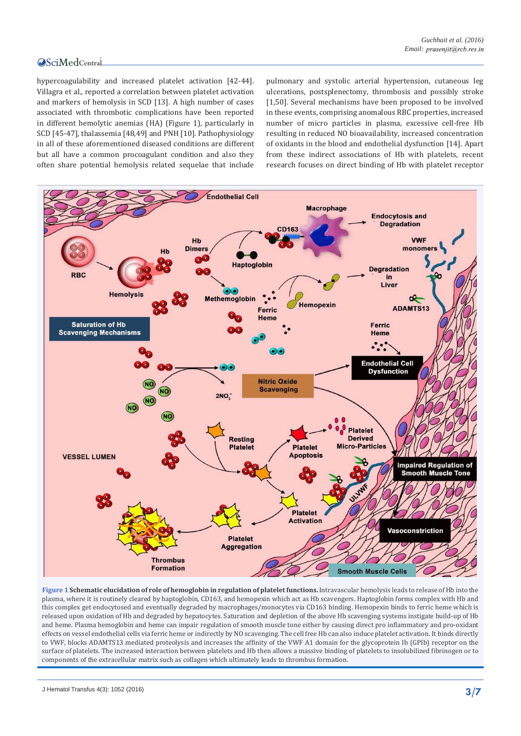hypercoagulability and increased platelet activation [42-44]. Villagra et al., reported a correlation between platelet activation and markers of hemolysis in SCD [13]. A high number of cases associated with thrombotic complications have been reported in different hemolytic anemias (HA) (Figure 1), particularly in SCD [45-47], thalassemia [48,49] and PNH [10]. Pathophysiology in all of these aforementioned diseased conditions are different but all have a common procoagulant condition and also they often share potential hemolysis related sequelae that include pulmonary and systolic arterial hypertension, cutaneous leg ulcerations, postsplenectomy, thrombosis and possibly stroke [1,50]. Several mechanisms have been proposed to be involved in these events, comprising anomalous RBC properties, increased number of micro particles in plasma, excessive cell-free Hb resulting in reduced NO bioavailability, increased concentration of oxidants in the blood and endothelial dysfunction [14]. Apart from these indirect associations of Hb with platelets, recent research focuses on direct binding of Hb with platelet receptor

**Figure 1 Schematic elucidation of role of hemoglobin in regulation of platelet functions.** Intravascular hemolysis leads to release of Hb into the plasma, where it is routinely cleared by haptoglobin, CD163, and hemopexin which act as Hb scavengers. Haptoglobin forms complex with Hb and this complex get endocytosed and eventually degraded by macrophages/monocytes via CD163 binding. Hemopexin binds to ferric heme which is released upon oxidation of Hb and degraded by hepatocytes. Saturation and depletion of the above Hb scavenging systems instigate build-up of Hb and heme. Plasma hemoglobin and heme can impair regulation of smooth muscle tone either by causing direct pro inflammatory and pro-oxidant effects on vessel endothelial cells via ferric heme or indirectly by NO scavenging. The cell free Hb can also induce platelet activation. It binds directly to VWF, blocks ADAMTS13 mediated proteolysis and increases the affinity of the VWF A1 domain for the glycoprotein Ib (GPIb) receptor on the surface of platelets. The increased interaction between platelets and Hb then allows a massive binding of platelets to insolubilized fibrinogen or to components of the extracellular matrix such as collagen which ultimately leads to thrombus formation.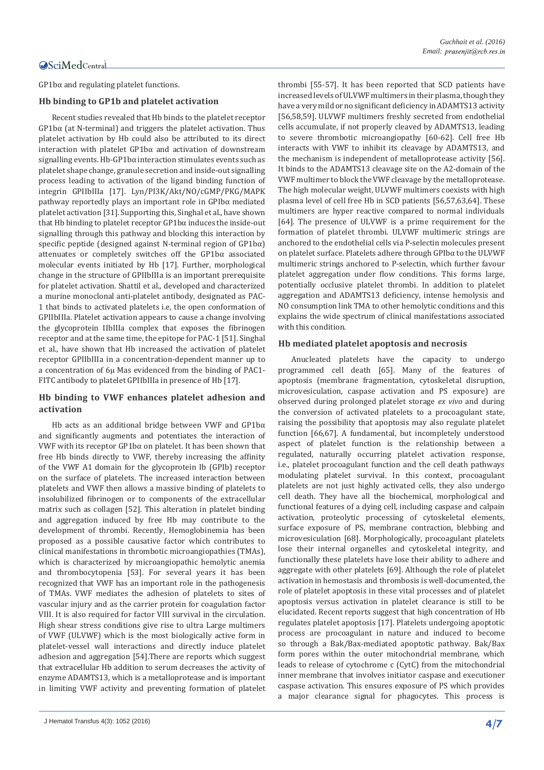GP1bα and regulating platelet functions.

### Hb binding to GP1b and platelet activation

Recent studies revealed that Hb binds to the platelet receptor GP1bα (at N-terminal) and triggers the platelet activation. Thus platelet activation by Hb could also be attributed to its direct interaction with platelet GP1bα and activation of downstream signalling events. Hb-GP1bα interaction stimulates events such as platelet shape change, granule secretion and inside-out signalling process leading to activation of the ligand binding function of integrin GPIIbIIIa [17]. Lyn/PI3K/Akt/NO/cGMP/PKG/MAPK pathway reportedly plays an important role in GPIbα mediated platelet activation [31]. Supporting this, Singhal et al., have shown that Hb binding to platelet receptor GP1bα induces the inside-out signalling through this pathway and blocking this interaction by specific peptide (designed against N-terminal region of GP1bα) attenuates or completely switches off the GP1bα associated molecular events initiated by Hb [17]. Further, morphological change in the structure of GPIIbIIIa is an important prerequisite for platelet activation. Shattil et al., developed and characterized a murine monoclonal anti-platelet antibody, designated as PAC-1 that binds to activated platelets i.e, the open conformation of GPIIbIIIa. Platelet activation appears to cause a change involving the glycoprotein IIbIIIa complex that exposes the fibrinogen receptor and at the same time, the epitope for PAC-1 [51]. Singhal et al., have shown that Hb increased the activation of platelet receptor GPIIbIIIa in a concentration-dependent manner up to a concentration of 6μ Mas evidenced from the binding of PAC1-FITC antibody to platelet GPIIbIIIa in presence of Hb [17].

### Hb binding to VWF enhances platelet adhesion and activation

Hb acts as an additional bridge between VWF and GP1bα and significantly augments and potentiates the interaction of VWF with its receptor GP1bα on platelet. It has been shown that free Hb binds directly to VWF, thereby increasing the affinity of the VWF A1 domain for the glycoprotein Ib (GPIb) receptor on the surface of platelets. The increased interaction between platelets and VWF then allows a massive binding of platelets to insolubilized fibrinogen or to components of the extracellular matrix such as collagen [52]. This alteration in platelet binding and aggregation induced by free Hb may contribute to the development of thrombi. Recently, Hemoglobinemia has been proposed as a possible causative factor which contributes to clinical manifestations in thrombotic microangiopathies (TMAs), which is characterized by microangiopathic hemolytic anemia and thrombocytopenia [53]. For several years it has been recognized that VWF has an important role in the pathogenesis of TMAs. VWF mediates the adhesion of platelets to sites of vascular injury and as the carrier protein for coagulation factor VIII. It is also required for factor VIII survival in the circulation. High shear stress conditions give rise to ultra Large multimers of VWF (ULVWF) which is the most biologically active form in platelet-vessel wall interactions and directly induce platelet adhesion and aggregation [54].There are reports which suggest that extracellular Hb addition to serum decreases the activity of enzyme ADAMTS13, which is a metalloprotease and is important in limiting VWF activity and preventing formation of platelet thrombi [55-57]. It has been reported that SCD patients have increased levels of ULVWF multimers in their plasma, though they have a very mild or no significant deficiency in ADAMTS13 activity [56,58,59]. ULVWF multimers freshly secreted from endothelial cells accumulate, if not properly cleaved by ADAMTS13, leading to severe thrombotic microangiopathy [60-62]. Cell free Hb interacts with VWF to inhibit its cleavage by ADAMTS13, and the mechanism is independent of metalloprotease activity [56]. It binds to the ADAMTS13 cleavage site on the A2-domain of the VWF multimer to block the VWF cleavage by the metalloprotease. The high molecular weight, ULVWF multimers coexists with high plasma level of cell free Hb in SCD patients [56,57,63,64]. These multimers are hyper reactive compared to normal individuals [64]. The presence of ULVWF is a prime requirement for the formation of platelet thrombi. ULVWF multimeric strings are anchored to the endothelial cells via P-selectin molecules present on platelet surface. Platelets adhere through GPIbα to the ULVWF multimeric strings anchored to P-selectin, which further favour platelet aggregation under flow conditions. This forms large, potentially occlusive platelet thrombi. In addition to platelet aggregation and ADAMTS13 deficiency, intense hemolysis and NO consumption link TMA to other hemolytic conditions and this explains the wide spectrum of clinical manifestations associated with this condition.

### Hb mediated platelet apoptosis and necrosis

Anucleated platelets have the capacity to undergo programmed cell death [65]. Many of the features of apoptosis (membrane fragmentation, cytoskeletal disruption, microvesiculation, caspase activation and PS exposure) are observed during prolonged platelet storage *ex vivo* and during the conversion of activated platelets to a procoagulant state, raising the possibility that apoptosis may also regulate platelet function [66,67]. A fundamental, but incompletely understood aspect of platelet function is the relationship between a regulated, naturally occurring platelet activation response, i.e., platelet procoagulant function and the cell death pathways modulating platelet survival. In this context, procoagulant platelets are not just highly activated cells, they also undergo cell death. They have all the biochemical, morphological and functional features of a dying cell, including caspase and calpain activation, proteolytic processing of cytoskeletal elements, surface exposure of PS, membrane contraction, blebbing and microvesiculation [68]. Morphologically, procoagulant platelets lose their internal organelles and cytoskeletal integrity, and functionally these platelets have lose their ability to adhere and aggregate with other platelets [69]. Although the role of platelet activation in hemostasis and thrombosis is well-documented, the role of platelet apoptosis in these vital processes and of platelet apoptosis versus activation in platelet clearance is still to be elucidated. Recent reports suggest that high concentration of Hb regulates platelet apoptosis [17]. Platelets undergoing apoptotic process are procoagulant in nature and induced to become so through a Bak/Bax-mediated apoptotic pathway. Bak/Bax form pores within the outer mitochondrial membrane, which leads to release of cytochrome c (CytC) from the mitochondrial inner membrane that involves initiator caspase and executioner caspase activation. This ensures exposure of PS which provides a major clearance signal for phagocytes. This process is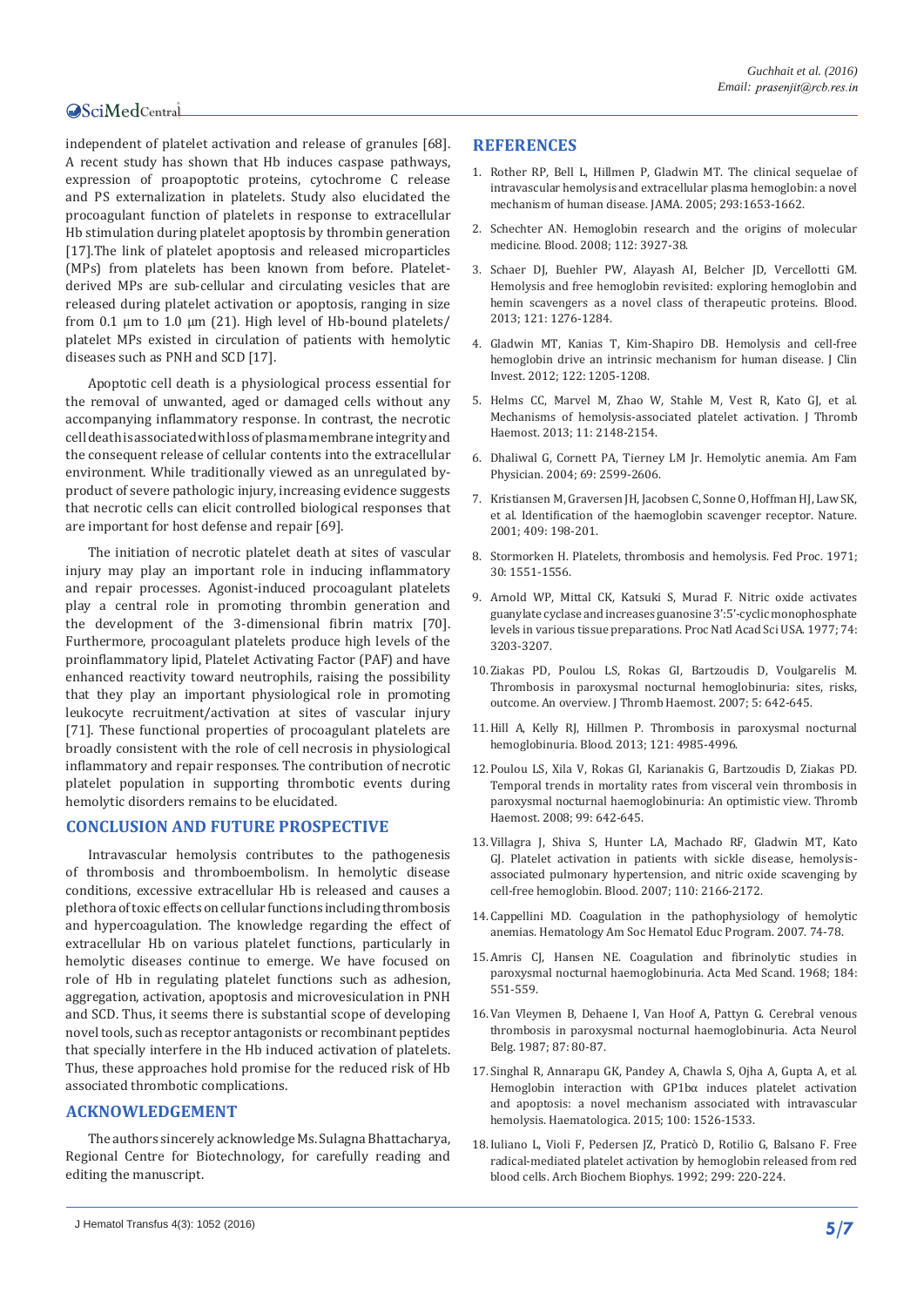independent of platelet activation and release of granules [68]. A recent study has shown that Hb induces caspase pathways, expression of proapoptotic proteins, cytochrome C release and PS externalization in platelets. Study also elucidated the procoagulant function of platelets in response to extracellular Hb stimulation during platelet apoptosis by thrombin generation [17].The link of platelet apoptosis and released microparticles (MPs) from platelets has been known from before. Platelet-derived MPs are sub-cellular and circulating vesicles that are released during platelet activation or apoptosis, ranging in size from 0.1 μm to 1.0 μm (21). High level of Hb-bound platelets/platelet MPs existed in circulation of patients with hemolytic diseases such as PNH and SCD [17].

Apoptotic cell death is a physiological process essential for the removal of unwanted, aged or damaged cells without any accompanying inflammatory response. In contrast, the necrotic cell death is associated with loss of plasma membrane integrity and the consequent release of cellular contents into the extracellular environment. While traditionally viewed as an unregulated by-product of severe pathologic injury, increasing evidence suggests that necrotic cells can elicit controlled biological responses that are important for host defense and repair [69].

The initiation of necrotic platelet death at sites of vascular injury may play an important role in inducing inflammatory and repair processes. Agonist-induced procoagulant platelets play a central role in promoting thrombin generation and the development of the 3-dimensional fibrin matrix [70]. Furthermore, procoagulant platelets produce high levels of the proinflammatory lipid, Platelet Activating Factor (PAF) and have enhanced reactivity toward neutrophils, raising the possibility that they play an important physiological role in promoting leukocyte recruitment/activation at sites of vascular injury [71]. These functional properties of procoagulant platelets are broadly consistent with the role of cell necrosis in physiological inflammatory and repair responses. The contribution of necrotic platelet population in supporting thrombotic events during hemolytic disorders remains to be elucidated.

## CONCLUSION AND FUTURE PROSPECTIVE

Intravascular hemolysis contributes to the pathogenesis of thrombosis and thromboembolism. In hemolytic disease conditions, excessive extracellular Hb is released and causes a plethora of toxic effects on cellular functions including thrombosis and hypercoagulation. The knowledge regarding the effect of extracellular Hb on various platelet functions, particularly in hemolytic diseases continue to emerge. We have focused on role of Hb in regulating platelet functions such as adhesion, aggregation, activation, apoptosis and microvesiculation in PNH and SCD. Thus, it seems there is substantial scope of developing novel tools, such as receptor antagonists or recombinant peptides that specially interfere in the Hb induced activation of platelets. Thus, these approaches hold promise for the reduced risk of Hb associated thrombotic complications.

## ACKNOWLEDGEMENT

The authors sincerely acknowledge Ms. Sulagna Bhattacharya, Regional Centre for Biotechnology, for carefully reading and editing the manuscript.

## REFERENCES

1. Rother RP, Bell L, Hillmen P, Gladwin MT. The clinical sequelae of intravascular hemolysis and extracellular plasma hemoglobin: a novel mechanism of human disease. JAMA. 2005; 293:1653-1662.
2. Schechter AN. Hemoglobin research and the origins of molecular medicine. Blood. 2008; 112: 3927-38.
3. Schaer DJ, Buehler PW, Alayash AI, Belcher JD, Vercellotti GM. Hemolysis and free hemoglobin revisited: exploring hemoglobin and hemin scavengers as a novel class of therapeutic proteins. Blood. 2013; 121: 1276-1284.
4. Gladwin MT, Kanias T, Kim-Shapiro DB. Hemolysis and cell-free hemoglobin drive an intrinsic mechanism for human disease. J Clin Invest. 2012; 122: 1205-1208.
5. Helms CC, Marvel M, Zhao W, Stahle M, Vest R, Kato GJ, et al. Mechanisms of hemolysis-associated platelet activation. J Thromb Haemost. 2013; 11: 2148-2154.
6. Dhaliwal G, Cornett PA, Tierney LM Jr. Hemolytic anemia. Am Fam Physician. 2004; 69: 2599-2606.
7. Kristiansen M, Graversen JH, Jacobsen C, Sonne O, Hoffman HJ, Law SK, et al. Identification of the haemoglobin scavenger receptor. Nature. 2001; 409: 198-201.
8. Stormorken H. Platelets, thrombosis and hemolysis. Fed Proc. 1971; 30: 1551-1556.
9. Arnold WP, Mittal CK, Katsuki S, Murad F. Nitric oxide activates guanylate cyclase and increases guanosine 3':5'-cyclic monophosphate levels in various tissue preparations. Proc Natl Acad Sci USA. 1977; 74: 3203-3207.
10. Ziakas PD, Poulou LS, Rokas GI, Bartzoudis D, Voulgarelis M. Thrombosis in paroxysmal nocturnal hemoglobinuria: sites, risks, outcome. An overview. J Thromb Haemost. 2007; 5: 642-645.
11. Hill A, Kelly RJ, Hillmen P. Thrombosis in paroxysmal nocturnal hemoglobinuria. Blood. 2013; 121: 4985-4996.
12. Poulou LS, Xila V, Rokas GI, Karianakis G, Bartzoudis D, Ziakas PD. Temporal trends in mortality rates from visceral vein thrombosis in paroxysmal nocturnal haemoglobinuria: An optimistic view. Thromb Haemost. 2008; 99: 642-645.
13. Villagra J, Shiva S, Hunter LA, Machado RF, Gladwin MT, Kato GJ. Platelet activation in patients with sickle disease, hemolysis-associated pulmonary hypertension, and nitric oxide scavenging by cell-free hemoglobin. Blood. 2007; 110: 2166-2172.
14. Cappellini MD. Coagulation in the pathophysiology of hemolytic anemias. Hematology Am Soc Hematol Educ Program. 2007. 74-78.
15. Amris CJ, Hansen NE. Coagulation and fibrinolytic studies in paroxysmal nocturnal haemoglobinuria. Acta Med Scand. 1968; 184: 551-559.
16. Van Vleymen B, Dehaene I, Van Hoof A, Pattyn G. Cerebral venous thrombosis in paroxysmal nocturnal haemoglobinuria. Acta Neurol Belg. 1987; 87: 80-87.
17. Singhal R, Annarapu GK, Pandey A, Chawla S, Ojha A, Gupta A, et al. Hemoglobin interaction with GP1bα induces platelet activation and apoptosis: a novel mechanism associated with intravascular hemolysis. Haematologica. 2015; 100: 1526-1533.
18. Iuliano L, Violi F, Pedersen JZ, Praticò D, Rotilio G, Balsano F. Free radical-mediated platelet activation by hemoglobin released from red blood cells. Arch Biochem Biophys. 1992; 299: 220-224.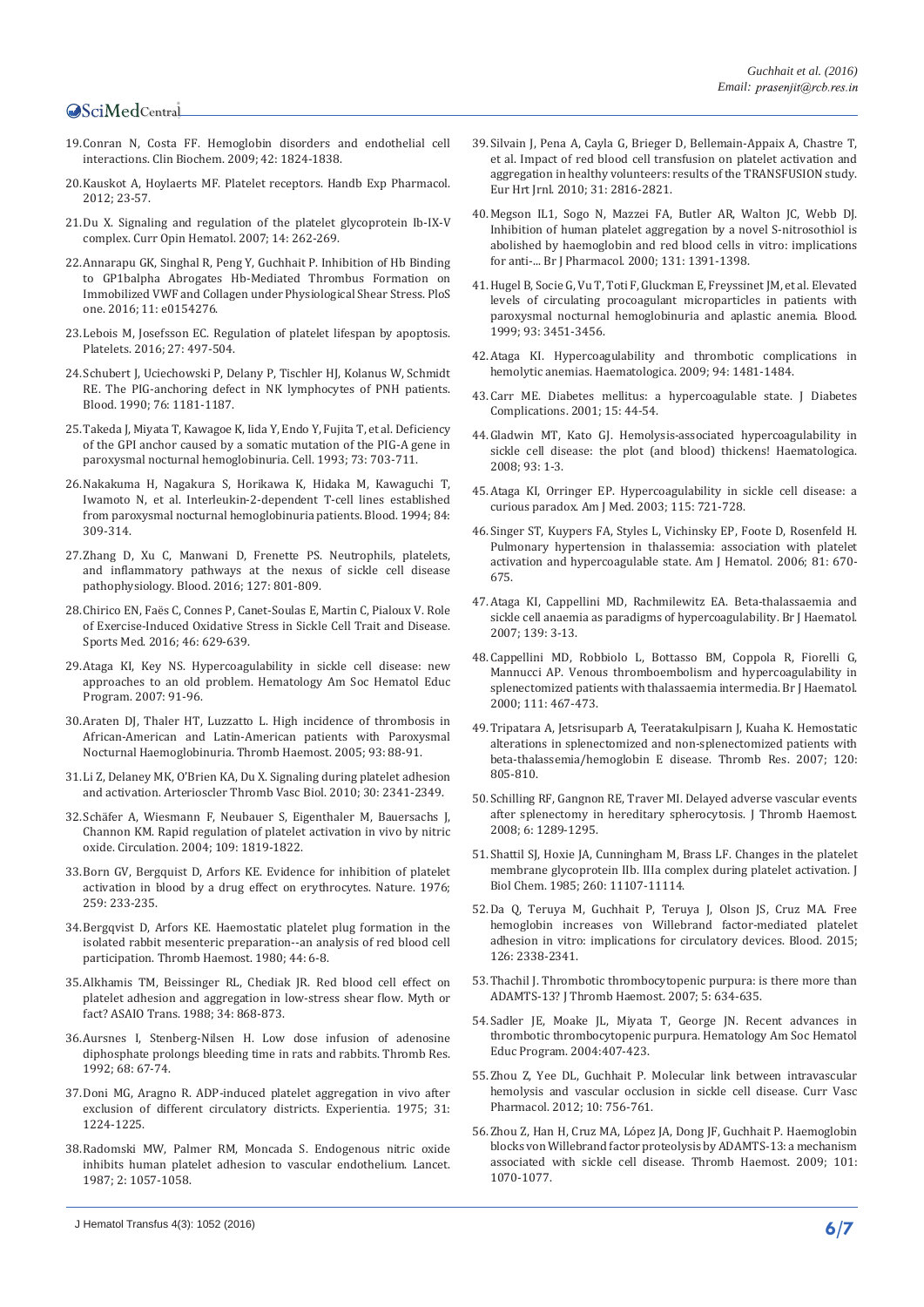19. Conran N, Costa FF. Hemoglobin disorders and endothelial cell interactions. Clin Biochem. 2009; 42: 1824-1838.

20. Kauskot A, Hoylaerts MF. Platelet receptors. Handb Exp Pharmacol. 2012; 23-57.

21. Du X. Signaling and regulation of the platelet glycoprotein Ib-IX-V complex. Curr Opin Hematol. 2007; 14: 262-269.

22. Annarapu GK, Singhal R, Peng Y, Guchhait P. Inhibition of Hb Binding to GP1balpha Abrogates Hb-Mediated Thrombus Formation on Immobilized VWF and Collagen under Physiological Shear Stress. PloS one. 2016; 11: e0154276.

23. Lebois M, Josefsson EC. Regulation of platelet lifespan by apoptosis. Platelets. 2016; 27: 497-504.

24. Schubert J, Uciechowski P, Delany P, Tischler HJ, Kolanus W, Schmidt RE. The PIG-anchoring defect in NK lymphocytes of PNH patients. Blood. 1990; 76: 1181-1187.

25. Takeda J, Miyata T, Kawagoe K, Iida Y, Endo Y, Fujita T, et al. Deficiency of the GPI anchor caused by a somatic mutation of the PIG-A gene in paroxysmal nocturnal hemoglobinuria. Cell. 1993; 73: 703-711.

26. Nakakuma H, Nagakura S, Horikawa K, Hidaka M, Kawaguchi T, Iwamoto N, et al. Interleukin-2-dependent T-cell lines established from paroxysmal nocturnal hemoglobinuria patients. Blood. 1994; 84: 309-314.

27. Zhang D, Xu C, Manwani D, Frenette PS. Neutrophils, platelets, and inflammatory pathways at the nexus of sickle cell disease pathophysiology. Blood. 2016; 127: 801-809.

28. Chirico EN, Faës C, Connes P, Canet-Soulas E, Martin C, Pialoux V. Role of Exercise-Induced Oxidative Stress in Sickle Cell Trait and Disease. Sports Med. 2016; 46: 629-639.

29. Ataga KI, Key NS. Hypercoagulability in sickle cell disease: new approaches to an old problem. Hematology Am Soc Hematol Educ Program. 2007: 91-96.

30. Araten DJ, Thaler HT, Luzzatto L. High incidence of thrombosis in African-American and Latin-American patients with Paroxysmal Nocturnal Haemoglobinuria. Thromb Haemost. 2005; 93: 88-91.

31. Li Z, Delaney MK, O'Brien KA, Du X. Signaling during platelet adhesion and activation. Arterioscler Thromb Vasc Biol. 2010; 30: 2341-2349.

32. Schäfer A, Wiesmann F, Neubauer S, Eigenthaler M, Bauersachs J, Channon KM. Rapid regulation of platelet activation in vivo by nitric oxide. Circulation. 2004; 109: 1819-1822.

33. Born GV, Bergquist D, Arfors KE. Evidence for inhibition of platelet activation in blood by a drug effect on erythrocytes. Nature. 1976; 259: 233-235.

34. Bergqvist D, Arfors KE. Haemostatic platelet plug formation in the isolated rabbit mesenteric preparation--an analysis of red blood cell participation. Thromb Haemost. 1980; 44: 6-8.

35. Alkhamis TM, Beissinger RL, Chediak JR. Red blood cell effect on platelet adhesion and aggregation in low-stress shear flow. Myth or fact? ASAIO Trans. 1988; 34: 868-873.

36. Aursnes I, Stenberg-Nilsen H. Low dose infusion of adenosine diphosphate prolongs bleeding time in rats and rabbits. Thromb Res. 1992; 68: 67-74.

37. Doni MG, Aragno R. ADP-induced platelet aggregation in vivo after exclusion of different circulatory districts. Experientia. 1975; 31: 1224-1225.

38. Radomski MW, Palmer RM, Moncada S. Endogenous nitric oxide inhibits human platelet adhesion to vascular endothelium. Lancet. 1987; 2: 1057-1058.

39. Silvain J, Pena A, Cayla G, Brieger D, Bellemain-Appaix A, Chastre T, et al. Impact of red blood cell transfusion on platelet activation and aggregation in healthy volunteers: results of the TRANSFUSION study. Eur Hrt Jrnl. 2010; 31: 2816-2821.

40. Megson IL1, Sogo N, Mazzei FA, Butler AR, Walton JC, Webb DJ. Inhibition of human platelet aggregation by a novel S-nitrosothiol is abolished by haemoglobin and red blood cells in vitro: implications for anti-... Br J Pharmacol. 2000; 131: 1391-1398.

41. Hugel B, Socie G, Vu T, Toti F, Gluckman E, Freyssinet JM, et al. Elevated levels of circulating procoagulant microparticles in patients with paroxysmal nocturnal hemoglobinuria and aplastic anemia. Blood. 1999; 93: 3451-3456.

42. Ataga KI. Hypercoagulability and thrombotic complications in hemolytic anemias. Haematologica. 2009; 94: 1481-1484.

43. Carr ME. Diabetes mellitus: a hypercoagulable state. J Diabetes Complications. 2001; 15: 44-54.

44. Gladwin MT, Kato GJ. Hemolysis-associated hypercoagulability in sickle cell disease: the plot (and blood) thickens! Haematologica. 2008; 93: 1-3.

45. Ataga KI, Orringer EP. Hypercoagulability in sickle cell disease: a curious paradox. Am J Med. 2003; 115: 721-728.

46. Singer ST, Kuypers FA, Styles L, Vichinsky EP, Foote D, Rosenfeld H. Pulmonary hypertension in thalassemia: association with platelet activation and hypercoagulable state. Am J Hematol. 2006; 81: 670-675.

47. Ataga KI, Cappellini MD, Rachmilewitz EA. Beta-thalassaemia and sickle cell anaemia as paradigms of hypercoagulability. Br J Haematol. 2007; 139: 3-13.

48. Cappellini MD, Robbiolo L, Bottasso BM, Coppola R, Fiorelli G, Mannucci AP. Venous thromboembolism and hypercoagulability in splenectomized patients with thalassaemia intermedia. Br J Haematol. 2000; 111: 467-473.

49. Tripatara A, Jetsrisuparb A, Teeratakulpisarn J, Kuaha K. Hemostatic alterations in splenectomized and non-splenectomized patients with beta-thalassemia/hemoglobin E disease. Thromb Res. 2007; 120: 805-810.

50. Schilling RF, Gangnon RE, Traver MI. Delayed adverse vascular events after splenectomy in hereditary spherocytosis. J Thromb Haemost. 2008; 6: 1289-1295.

51. Shattil SJ, Hoxie JA, Cunningham M, Brass LF. Changes in the platelet membrane glycoprotein IIb. IIIa complex during platelet activation. J Biol Chem. 1985; 260: 11107-11114.

52. Da Q, Teruya M, Guchhait P, Teruya J, Olson JS, Cruz MA. Free hemoglobin increases von Willebrand factor-mediated platelet adhesion in vitro: implications for circulatory devices. Blood. 2015; 126: 2338-2341.

53. Thachil J. Thrombotic thrombocytopenic purpura: is there more than ADAMTS-13? J Thromb Haemost. 2007; 5: 634-635.

54. Sadler JE, Moake JL, Miyata T, George JN. Recent advances in thrombotic thrombocytopenic purpura. Hematology Am Soc Hematol Educ Program. 2004:407-423.

55. Zhou Z, Yee DL, Guchhait P. Molecular link between intravascular hemolysis and vascular occlusion in sickle cell disease. Curr Vasc Pharmacol. 2012; 10: 756-761.

56. Zhou Z, Han H, Cruz MA, López JA, Dong JF, Guchhait P. Haemoglobin blocks von Willebrand factor proteolysis by ADAMTS-13: a mechanism associated with sickle cell disease. Thromb Haemost. 2009; 101: 1070-1077.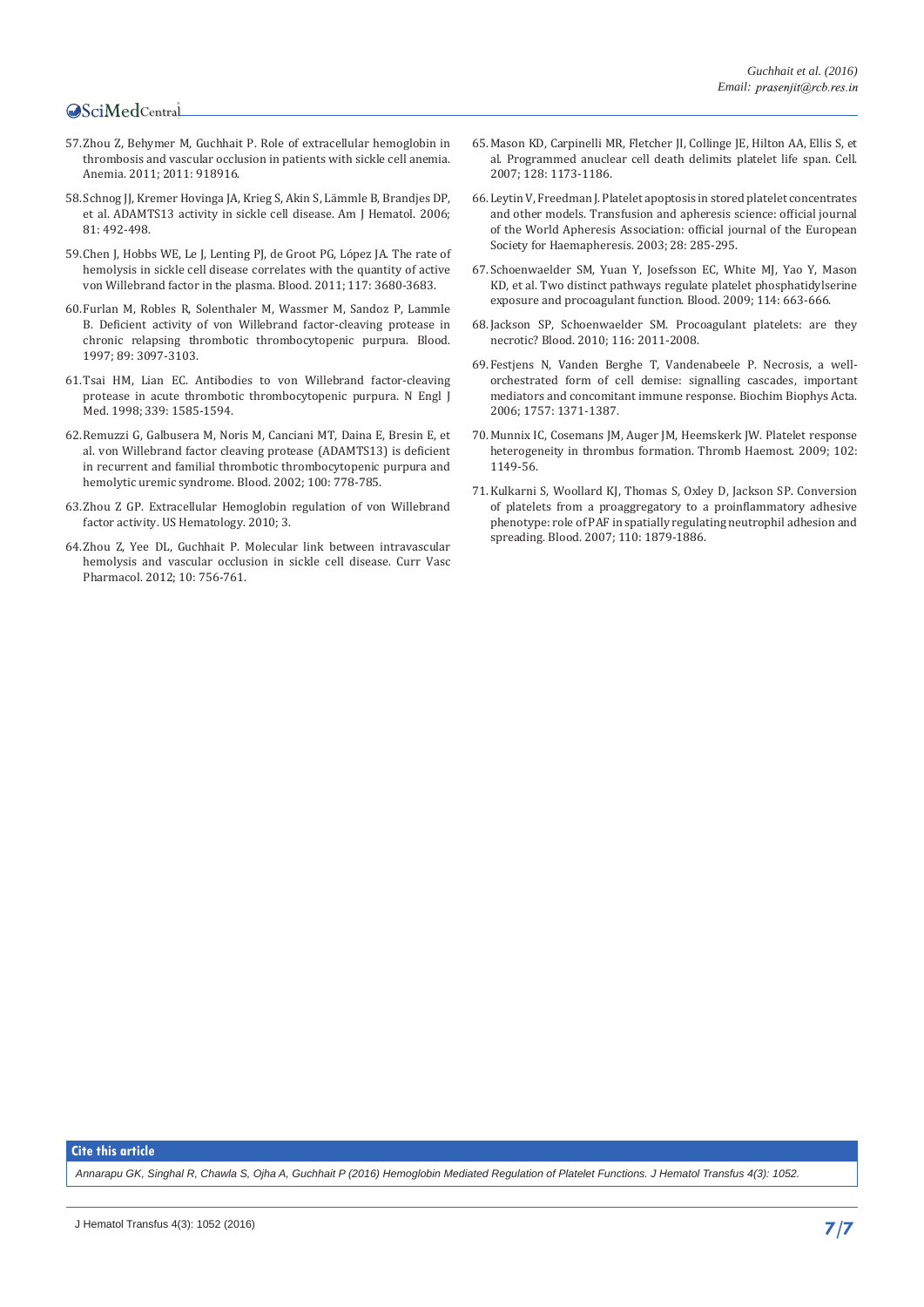57. Zhou Z, Behymer M, Guchhait P. Role of extracellular hemoglobin in thrombosis and vascular occlusion in patients with sickle cell anemia. Anemia. 2011; 2011: 918916.

58. Schnog JJ, Kremer Hovinga JA, Krieg S, Akin S, Lämmle B, Brandjes DP, et al. ADAMTS13 activity in sickle cell disease. Am J Hematol. 2006; 81: 492-498.

59. Chen J, Hobbs WE, Le J, Lenting PJ, de Groot PG, López JA. The rate of hemolysis in sickle cell disease correlates with the quantity of active von Willebrand factor in the plasma. Blood. 2011; 117: 3680-3683.

60. Furlan M, Robles R, Solenthaler M, Wassmer M, Sandoz P, Lammle B. Deficient activity of von Willebrand factor-cleaving protease in chronic relapsing thrombotic thrombocytopenic purpura. Blood. 1997; 89: 3097-3103.

61. Tsai HM, Lian EC. Antibodies to von Willebrand factor-cleaving protease in acute thrombotic thrombocytopenic purpura. N Engl J Med. 1998; 339: 1585-1594.

62. Remuzzi G, Galbusera M, Noris M, Canciani MT, Daina E, Bresin E, et al. von Willebrand factor cleaving protease (ADAMTS13) is deficient in recurrent and familial thrombotic thrombocytopenic purpura and hemolytic uremic syndrome. Blood. 2002; 100: 778-785.

63. Zhou Z GP. Extracellular Hemoglobin regulation of von Willebrand factor activity. US Hematology. 2010; 3.

64. Zhou Z, Yee DL, Guchhait P. Molecular link between intravascular hemolysis and vascular occlusion in sickle cell disease. Curr Vasc Pharmacol. 2012; 10: 756-761.

65. Mason KD, Carpinelli MR, Fletcher JI, Collinge JE, Hilton AA, Ellis S, et al. Programmed anuclear cell death delimits platelet life span. Cell. 2007; 128: 1173-1186.

66. Leytin V, Freedman J. Platelet apoptosis in stored platelet concentrates and other models. Transfusion and apheresis science: official journal of the World Apheresis Association: official journal of the European Society for Haemapheresis. 2003; 28: 285-295.

67. Schoenwaelder SM, Yuan Y, Josefsson EC, White MJ, Yao Y, Mason KD, et al. Two distinct pathways regulate platelet phosphatidylserine exposure and procoagulant function. Blood. 2009; 114: 663-666.

68. Jackson SP, Schoenwaelder SM. Procoagulant platelets: are they necrotic? Blood. 2010; 116: 2011-2008.

69. Festjens N, Vanden Berghe T, Vandenabeele P. Necrosis, a well-orchestrated form of cell demise: signalling cascades, important mediators and concomitant immune response. Biochim Biophys Acta. 2006; 1757: 1371-1387.

70. Munnix IC, Cosemans JM, Auger JM, Heemskerk JW. Platelet response heterogeneity in thrombus formation. Thromb Haemost. 2009; 102: 1149-56.

71. Kulkarni S, Woollard KJ, Thomas S, Oxley D, Jackson SP. Conversion of platelets from a proaggregatory to a proinflammatory adhesive phenotype: role of PAF in spatially regulating neutrophil adhesion and spreading. Blood. 2007; 110: 1879-1886.

**Cite this article**

*Annarapu GK, Singhal R, Chawla S, Ojha A, Guchhait P (2016) Hemoglobin Mediated Regulation of Platelet Functions. J Hematol Transfus 4(3): 1052.*